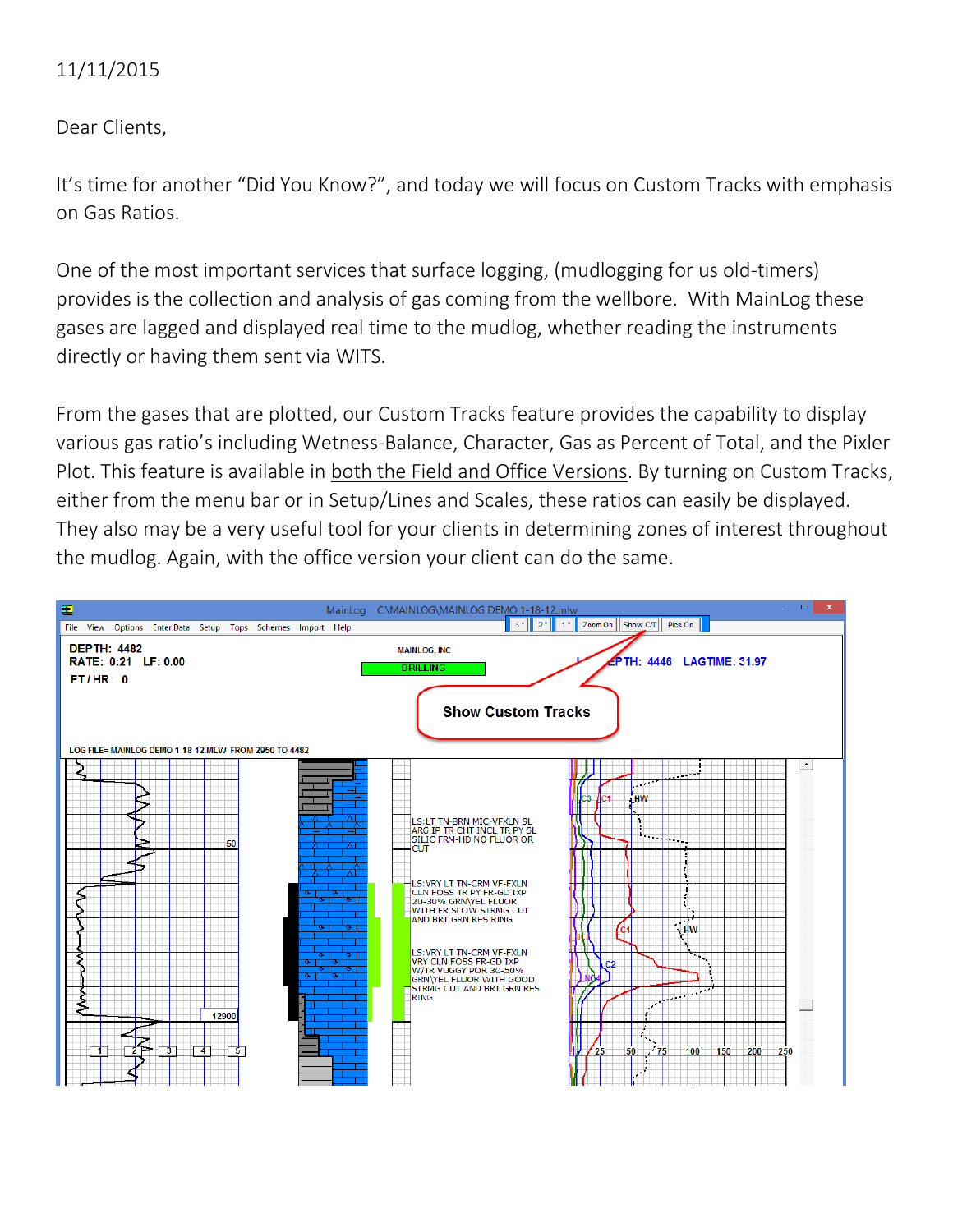11/11/2015

Dear Clients,

It's time for another "Did You Know?", and today we will focus on Custom Tracks with emphasis on Gas Ratios.

One of the most important services that surface logging, (mudlogging for us old-timers) provides is the collection and analysis of gas coming from the wellbore. With MainLog these gases are lagged and displayed real time to the mudlog, whether reading the instruments directly or having them sent via WITS.

From the gases that are plotted, our Custom Tracks feature provides the capability to display various gas ratio's including Wetness-Balance, Character, Gas as Percent of Total, and the Pixler Plot. This feature is available in <u>both the Field and Office Versions</u>. By turning on Custom Tracks, either from the menu bar or in Setup/Lines and Scales, these ratios can easily be displayed. They also may be a very useful tool for your clients in determining zones of interest throughout the mudlog. Again, with the office version your client can do the same.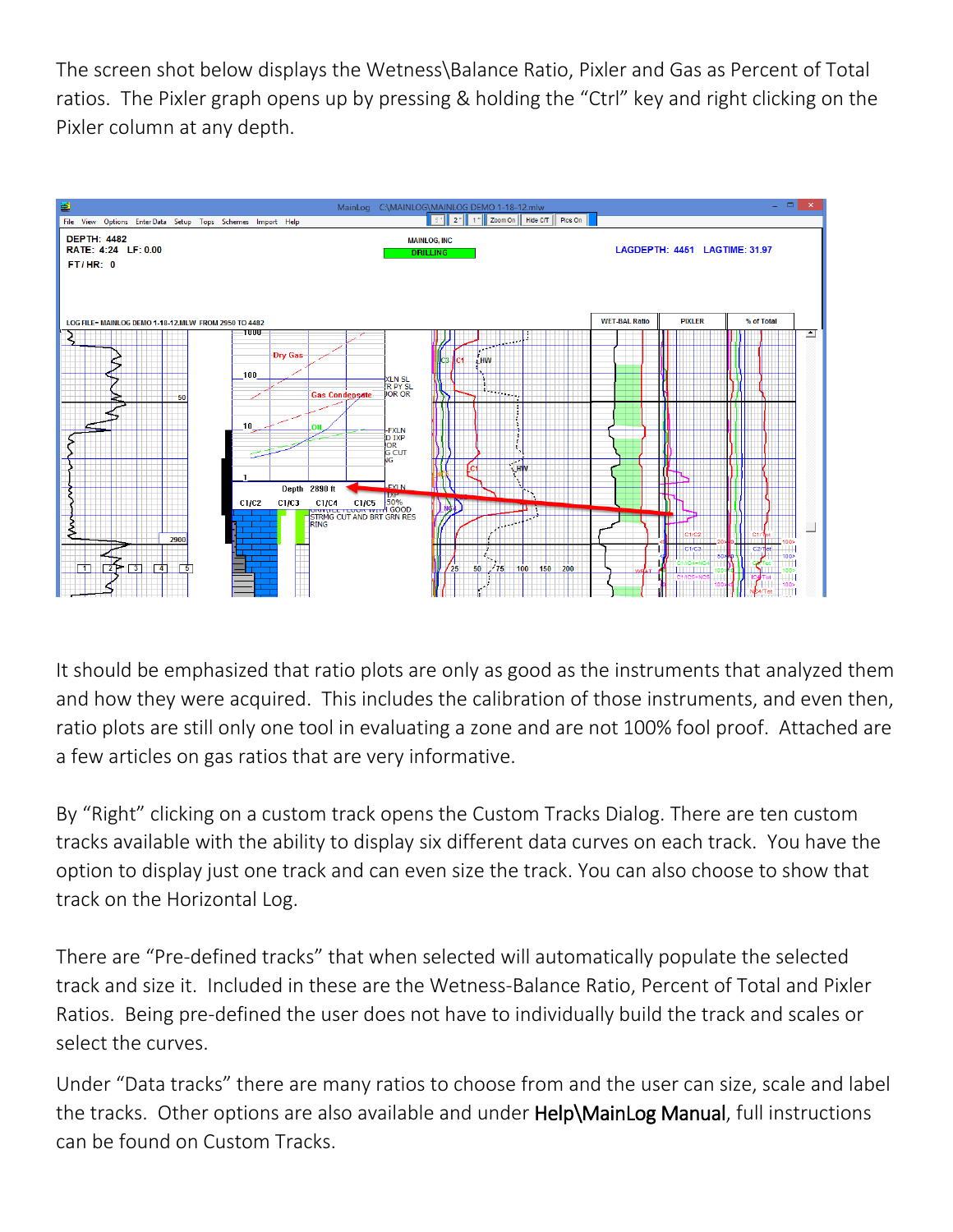The screen shot below displays the Wetness\Balance Ratio, Pixler and Gas as Percent of Total ratios. The Pixler graph opens up by pressing & holding the "Ctrl" key and right clicking on the Pixler column at any depth.

It should be emphasized that ratio plots are only as good as the instruments that analyzed them and how they were acquired. This includes the calibration of those instruments, and even then, ratio plots are still only one tool in evaluating a zone and are not 100% fool proof. Attached are a few articles on gas ratios that are very informative.

By "Right" clicking on a custom track opens the Custom Tracks Dialog. There are ten custom tracks available with the ability to display six different data curves on each track. You have the option to display just one track and can even size the track. You can also choose to show that track on the Horizontal Log.

There are "Pre-defined tracks" that when selected will automatically populate the selected track and size it. Included in these are the Wetness-Balance Ratio, Percent of Total and Pixler Ratios. Being pre-defined the user does not have to individually build the track and scales or select the curves.

Under "Data tracks" there are many ratios to choose from and the user can size, scale and label the tracks. Other options are also available and under **Help\MainLog Manual**, full instructions can be found on Custom Tracks.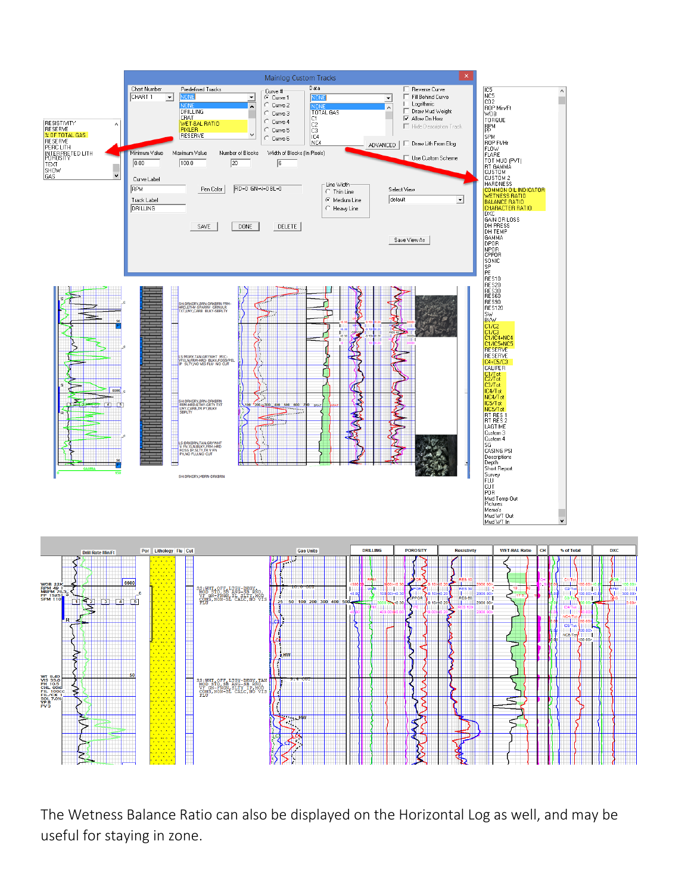The Wetness Balance Ratio can also be displayed on the Horizontal Log as well, and may be useful for staying in zone.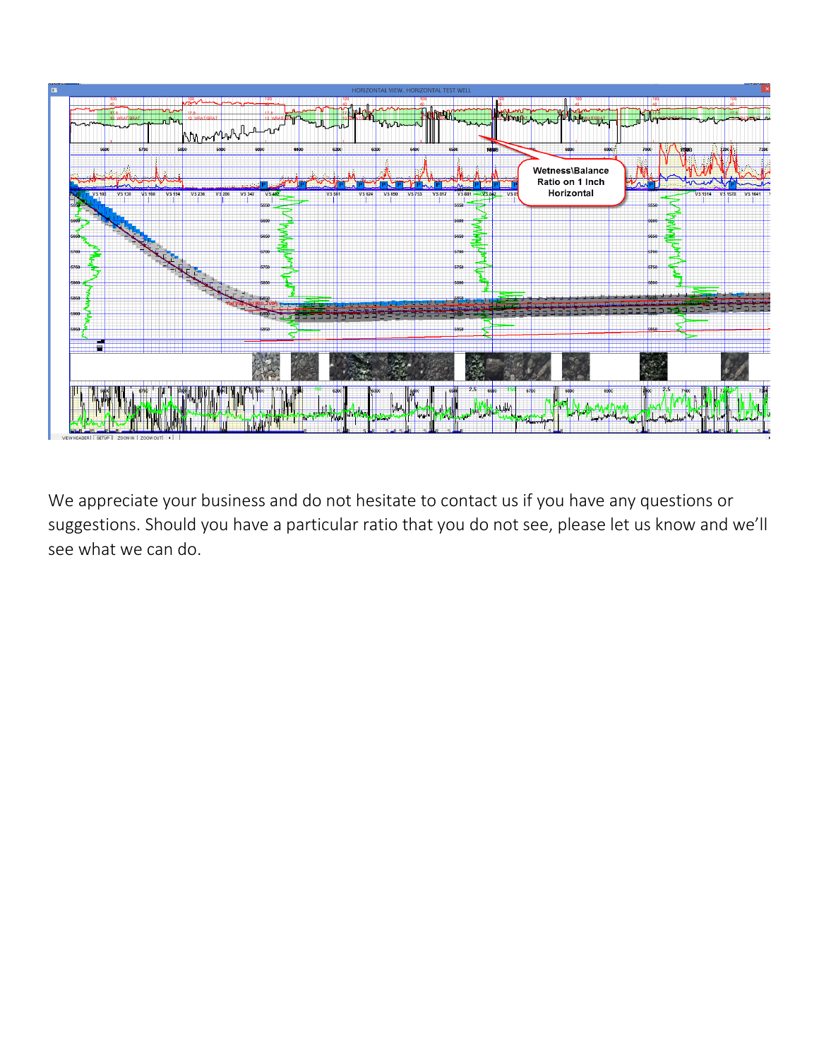HORIZONTAL VIEW.. HORIZONTAL TEST WELL

Wetness\Balance Ratio on 1 Inch Horizontal

We appreciate your business and do not hesitate to contact us if you have any questions or suggestions. Should you have a particular ratio that you do not see, please let us know and we'll see what we can do.